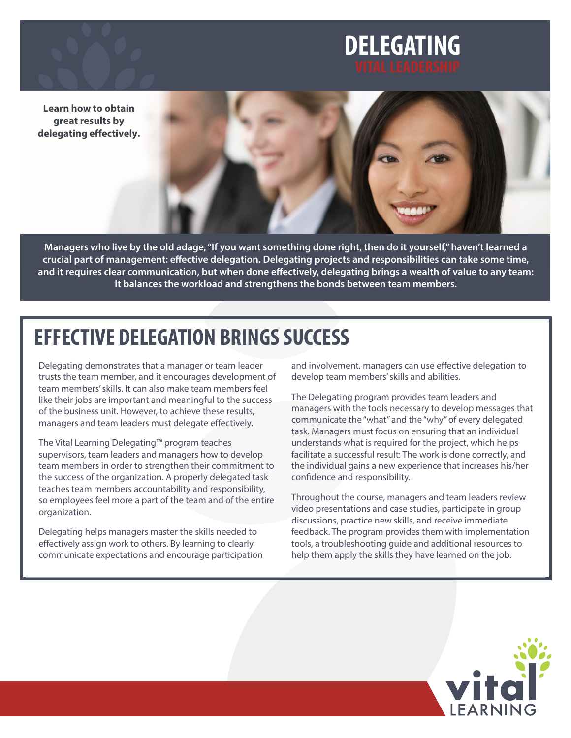# DELEGATING

## VITAL LEADERSHIP

**Learn how to obtain great results by delegating effectively.**

**Managers who live by the old adage, "If you want something done right, then do it yourself," haven't learned a crucial part of management: effective delegation. Delegating projects and responsibilities can take some time, and it requires clear communication, but when done effectively, delegating brings a wealth of value to any team: It balances the workload and strengthens the bonds between team members.**

## EFFECTIVE DELEGATION BRINGS SUCCESS

Delegating demonstrates that a manager or team leader trusts the team member, and it encourages development of team members' skills. It can also make team members feel like their jobs are important and meaningful to the success of the business unit. However, to achieve these results, managers and team leaders must delegate effectively.

The Vital Learning Delegating™ program teaches supervisors, team leaders and managers how to develop team members in order to strengthen their commitment to the success of the organization. A properly delegated task teaches team members accountability and responsibility, so employees feel more a part of the team and of the entire organization.

Delegating helps managers master the skills needed to effectively assign work to others. By learning to clearly communicate expectations and encourage participation and involvement, managers can use effective delegation to develop team members' skills and abilities.

The Delegating program provides team leaders and managers with the tools necessary to develop messages that communicate the "what" and the "why" of every delegated task. Managers must focus on ensuring that an individual understands what is required for the project, which helps facilitate a successful result: The work is done correctly, and the individual gains a new experience that increases his/her confidence and responsibility.

Throughout the course, managers and team leaders review video presentations and case studies, participate in group discussions, practice new skills, and receive immediate feedback. The program provides them with implementation tools, a troubleshooting guide and additional resources to help them apply the skills they have learned on the job.

vital LEARNING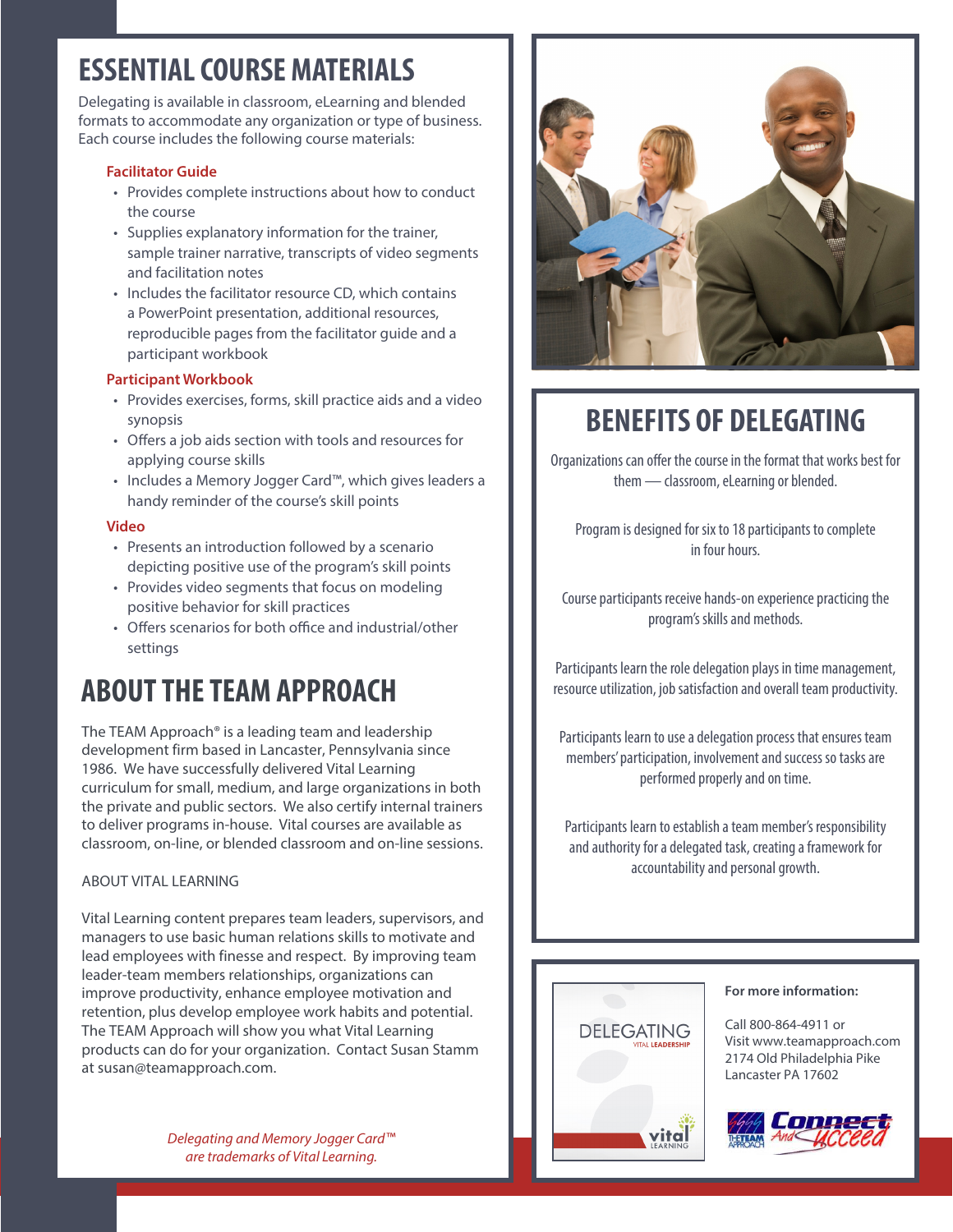# ESSENTIAL COURSE MATERIALS

Delegating is available in classroom, eLearning and blended formats to accommodate any organization or type of business. Each course includes the following course materials:

### Facilitator Guide

- Provides complete instructions about how to conduct the course
- Supplies explanatory information for the trainer, sample trainer narrative, transcripts of video segments and facilitation notes
- Includes the facilitator resource CD, which contains a PowerPoint presentation, additional resources, reproducible pages from the facilitator guide and a participant workbook

### Participant Workbook

- Provides exercises, forms, skill practice aids and a video synopsis
- Offers a job aids section with tools and resources for applying course skills
- Includes a Memory Jogger Card™, which gives leaders a handy reminder of the course's skill points

### Video

- Presents an introduction followed by a scenario depicting positive use of the program's skill points
- Provides video segments that focus on modeling positive behavior for skill practices
- Offers scenarios for both office and industrial/other settings

# ABOUT THE TEAM APPROACH

The TEAM Approach® is a leading team and leadership development firm based in Lancaster, Pennsylvania since 1986. We have successfully delivered Vital Learning curriculum for small, medium, and large organizations in both the private and public sectors. We also certify internal trainers to deliver programs in-house. Vital courses are available as classroom, on-line, or blended classroom and on-line sessions.

ABOUT VITAL LEARNING

Vital Learning content prepares team leaders, supervisors, and managers to use basic human relations skills to motivate and lead employees with finesse and respect. By improving team leader-team members relationships, organizations can improve productivity, enhance employee motivation and retention, plus develop employee work habits and potential. The TEAM Approach will show you what Vital Learning products can do for your organization. Contact Susan Stamm at susan@teamapproach.com.

*Delegating and Memory Jogger Card™ are trademarks of Vital Learning.*

# BENEFITS OF DELEGATING

Organizations can offer the course in the format that works best for them — classroom, eLearning or blended.

Program is designed for six to 18 participants to complete in four hours.

Course participants receive hands-on experience practicing the program's skills and methods.

Participants learn the role delegation plays in time management, resource utilization, job satisfaction and overall team productivity.

Participants learn to use a delegation process that ensures team members' participation, involvement and success so tasks are performed properly and on time.

Participants learn to establish a team member's responsibility and authority for a delegated task, creating a framework for accountability and personal growth.

DELEGATING
VITAL LEADERSHIP
vital LEARNING

**For more information:**

Call 800-864-4911 or
Visit www.teamapproach.com
2174 Old Philadelphia Pike
Lancaster PA 17602

THE TEAM APPROACH — Connect And Succeed